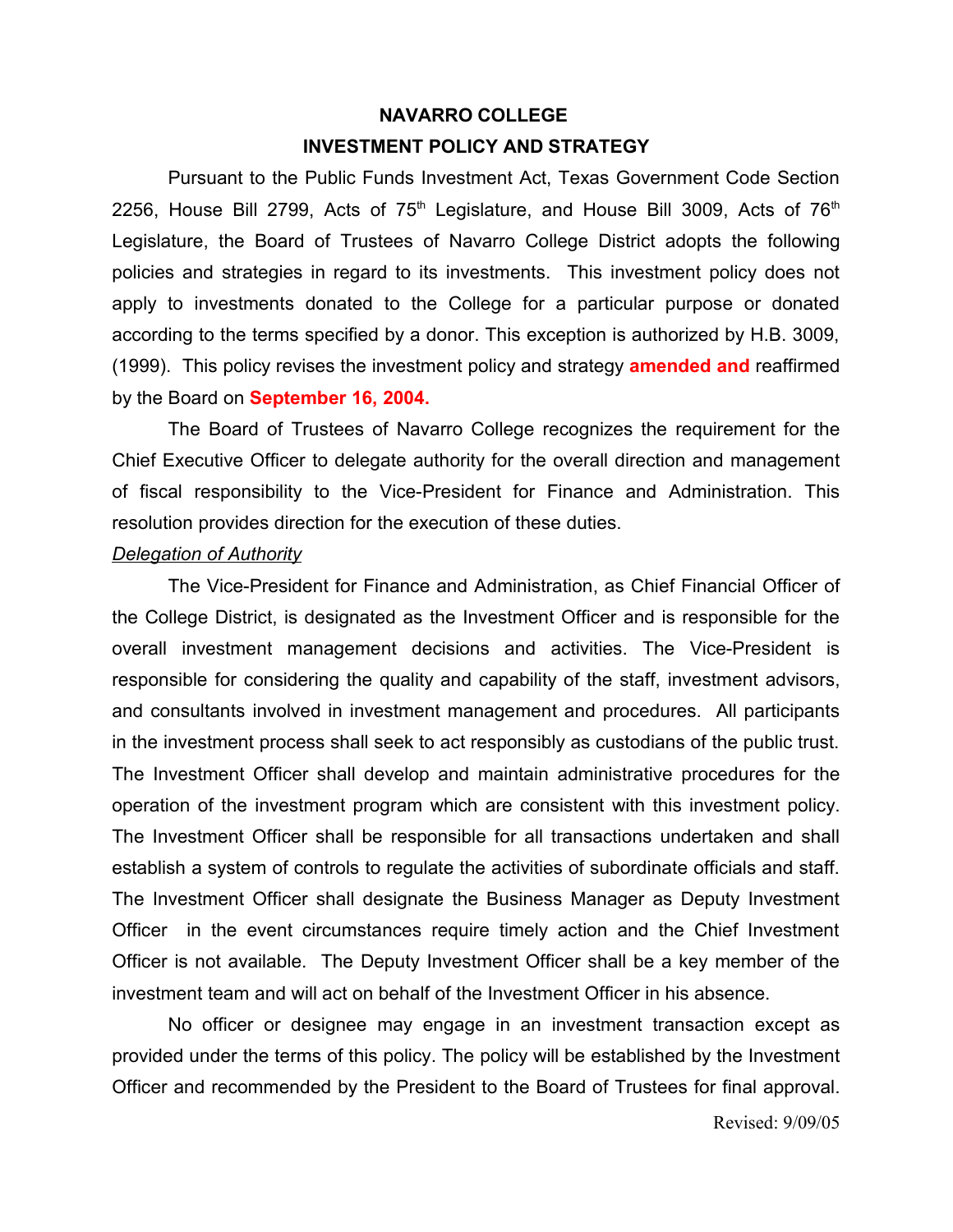# NAVARRO COLLEGE
## INVESTMENT POLICY AND STRATEGY

Pursuant to the Public Funds Investment Act, Texas Government Code Section 2256, House Bill 2799, Acts of 75th Legislature, and House Bill 3009, Acts of 76th Legislature, the Board of Trustees of Navarro College District adopts the following policies and strategies in regard to its investments. This investment policy does not apply to investments donated to the College for a particular purpose or donated according to the terms specified by a donor. This exception is authorized by H.B. 3009, (1999). This policy revises the investment policy and strategy **amended and** reaffirmed by the Board on **September 16, 2004.**

The Board of Trustees of Navarro College recognizes the requirement for the Chief Executive Officer to delegate authority for the overall direction and management of fiscal responsibility to the Vice-President for Finance and Administration. This resolution provides direction for the execution of these duties.

*Delegation of Authority*

The Vice-President for Finance and Administration, as Chief Financial Officer of the College District, is designated as the Investment Officer and is responsible for the overall investment management decisions and activities. The Vice-President is responsible for considering the quality and capability of the staff, investment advisors, and consultants involved in investment management and procedures. All participants in the investment process shall seek to act responsibly as custodians of the public trust. The Investment Officer shall develop and maintain administrative procedures for the operation of the investment program which are consistent with this investment policy. The Investment Officer shall be responsible for all transactions undertaken and shall establish a system of controls to regulate the activities of subordinate officials and staff. The Investment Officer shall designate the Business Manager as Deputy Investment Officer in the event circumstances require timely action and the Chief Investment Officer is not available. The Deputy Investment Officer shall be a key member of the investment team and will act on behalf of the Investment Officer in his absence.

No officer or designee may engage in an investment transaction except as provided under the terms of this policy. The policy will be established by the Investment Officer and recommended by the President to the Board of Trustees for final approval.

Revised: 9/09/05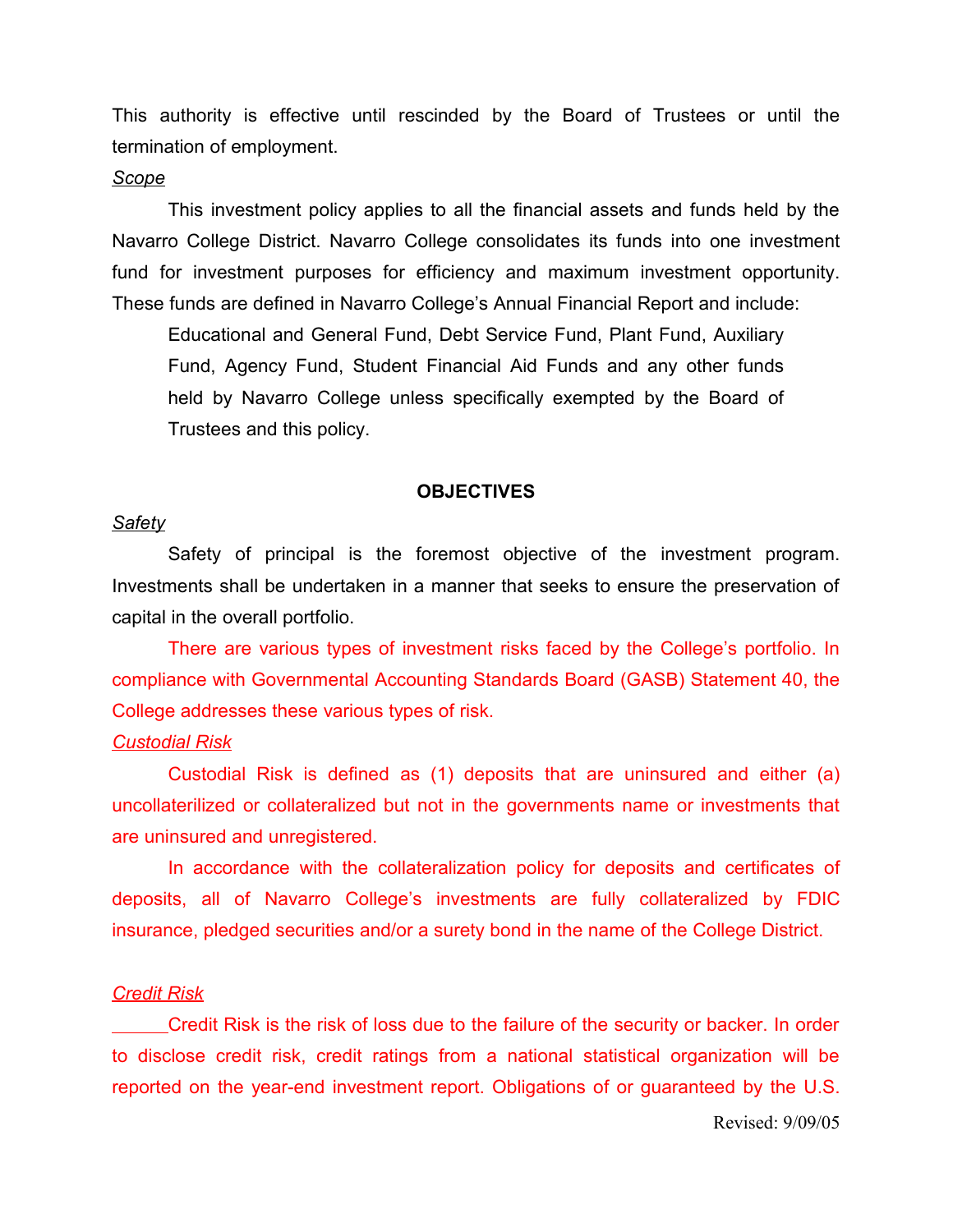This authority is effective until rescinded by the Board of Trustees or until the termination of employment.

*Scope*

This investment policy applies to all the financial assets and funds held by the Navarro College District. Navarro College consolidates its funds into one investment fund for investment purposes for efficiency and maximum investment opportunity. These funds are defined in Navarro College's Annual Financial Report and include:

> Educational and General Fund, Debt Service Fund, Plant Fund, Auxiliary Fund, Agency Fund, Student Financial Aid Funds and any other funds held by Navarro College unless specifically exempted by the Board of Trustees and this policy.

**OBJECTIVES**

*Safety*

Safety of principal is the foremost objective of the investment program. Investments shall be undertaken in a manner that seeks to ensure the preservation of capital in the overall portfolio.

There are various types of investment risks faced by the College's portfolio. In compliance with Governmental Accounting Standards Board (GASB) Statement 40, the College addresses these various types of risk.

*Custodial Risk*

Custodial Risk is defined as (1) deposits that are uninsured and either (a) uncollaterilized or collateralized but not in the governments name or investments that are uninsured and unregistered.

In accordance with the collateralization policy for deposits and certificates of deposits, all of Navarro College's investments are fully collateralized by FDIC insurance, pledged securities and/or a surety bond in the name of the College District.

*Credit Risk*

Credit Risk is the risk of loss due to the failure of the security or backer. In order to disclose credit risk, credit ratings from a national statistical organization will be reported on the year-end investment report. Obligations of or guaranteed by the U.S.

Revised: 9/09/05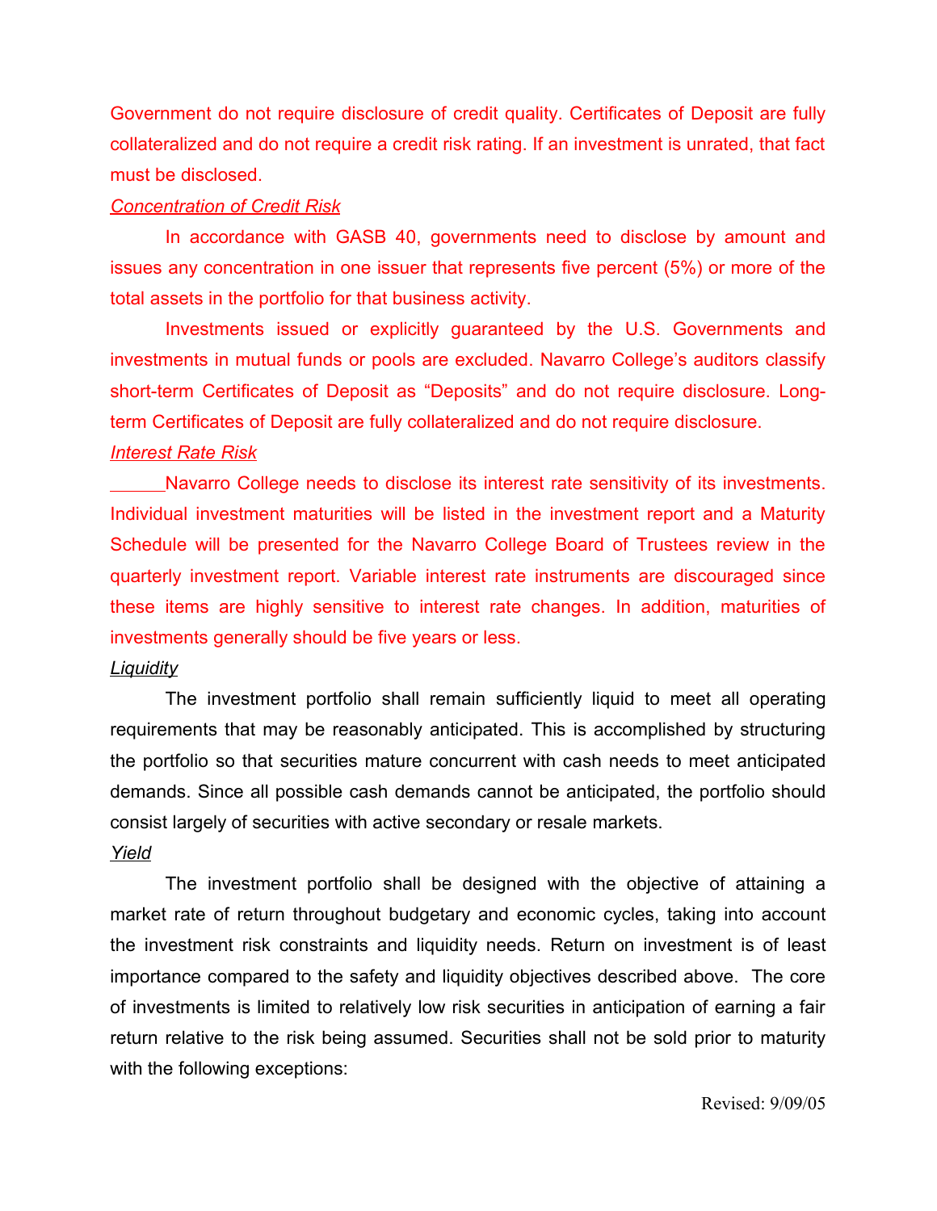Government do not require disclosure of credit quality. Certificates of Deposit are fully collateralized and do not require a credit risk rating. If an investment is unrated, that fact must be disclosed.

*Concentration of Credit Risk*

In accordance with GASB 40, governments need to disclose by amount and issues any concentration in one issuer that represents five percent (5%) or more of the total assets in the portfolio for that business activity.

Investments issued or explicitly guaranteed by the U.S. Governments and investments in mutual funds or pools are excluded. Navarro College's auditors classify short-term Certificates of Deposit as "Deposits" and do not require disclosure. Long-term Certificates of Deposit are fully collateralized and do not require disclosure.

*Interest Rate Risk*

Navarro College needs to disclose its interest rate sensitivity of its investments. Individual investment maturities will be listed in the investment report and a Maturity Schedule will be presented for the Navarro College Board of Trustees review in the quarterly investment report. Variable interest rate instruments are discouraged since these items are highly sensitive to interest rate changes. In addition, maturities of investments generally should be five years or less.

*Liquidity*

The investment portfolio shall remain sufficiently liquid to meet all operating requirements that may be reasonably anticipated. This is accomplished by structuring the portfolio so that securities mature concurrent with cash needs to meet anticipated demands. Since all possible cash demands cannot be anticipated, the portfolio should consist largely of securities with active secondary or resale markets.

*Yield*

The investment portfolio shall be designed with the objective of attaining a market rate of return throughout budgetary and economic cycles, taking into account the investment risk constraints and liquidity needs. Return on investment is of least importance compared to the safety and liquidity objectives described above. The core of investments is limited to relatively low risk securities in anticipation of earning a fair return relative to the risk being assumed. Securities shall not be sold prior to maturity with the following exceptions:

Revised: 9/09/05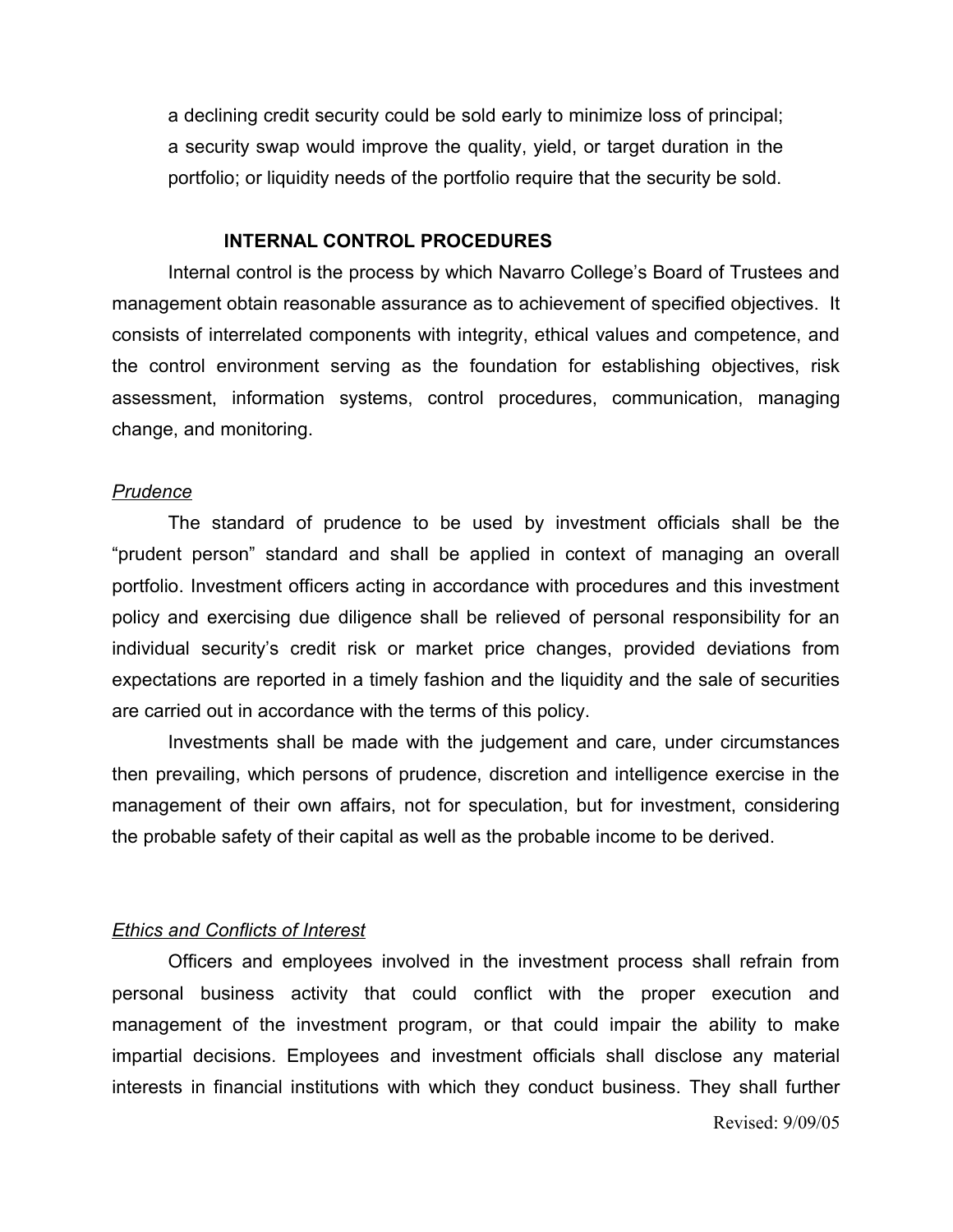a declining credit security could be sold early to minimize loss of principal; a security swap would improve the quality, yield, or target duration in the portfolio; or liquidity needs of the portfolio require that the security be sold.

## INTERNAL CONTROL PROCEDURES

Internal control is the process by which Navarro College's Board of Trustees and management obtain reasonable assurance as to achievement of specified objectives. It consists of interrelated components with integrity, ethical values and competence, and the control environment serving as the foundation for establishing objectives, risk assessment, information systems, control procedures, communication, managing change, and monitoring.

*Prudence*

The standard of prudence to be used by investment officials shall be the "prudent person" standard and shall be applied in context of managing an overall portfolio. Investment officers acting in accordance with procedures and this investment policy and exercising due diligence shall be relieved of personal responsibility for an individual security's credit risk or market price changes, provided deviations from expectations are reported in a timely fashion and the liquidity and the sale of securities are carried out in accordance with the terms of this policy.

Investments shall be made with the judgement and care, under circumstances then prevailing, which persons of prudence, discretion and intelligence exercise in the management of their own affairs, not for speculation, but for investment, considering the probable safety of their capital as well as the probable income to be derived.

*Ethics and Conflicts of Interest*

Officers and employees involved in the investment process shall refrain from personal business activity that could conflict with the proper execution and management of the investment program, or that could impair the ability to make impartial decisions. Employees and investment officials shall disclose any material interests in financial institutions with which they conduct business. They shall further

Revised: 9/09/05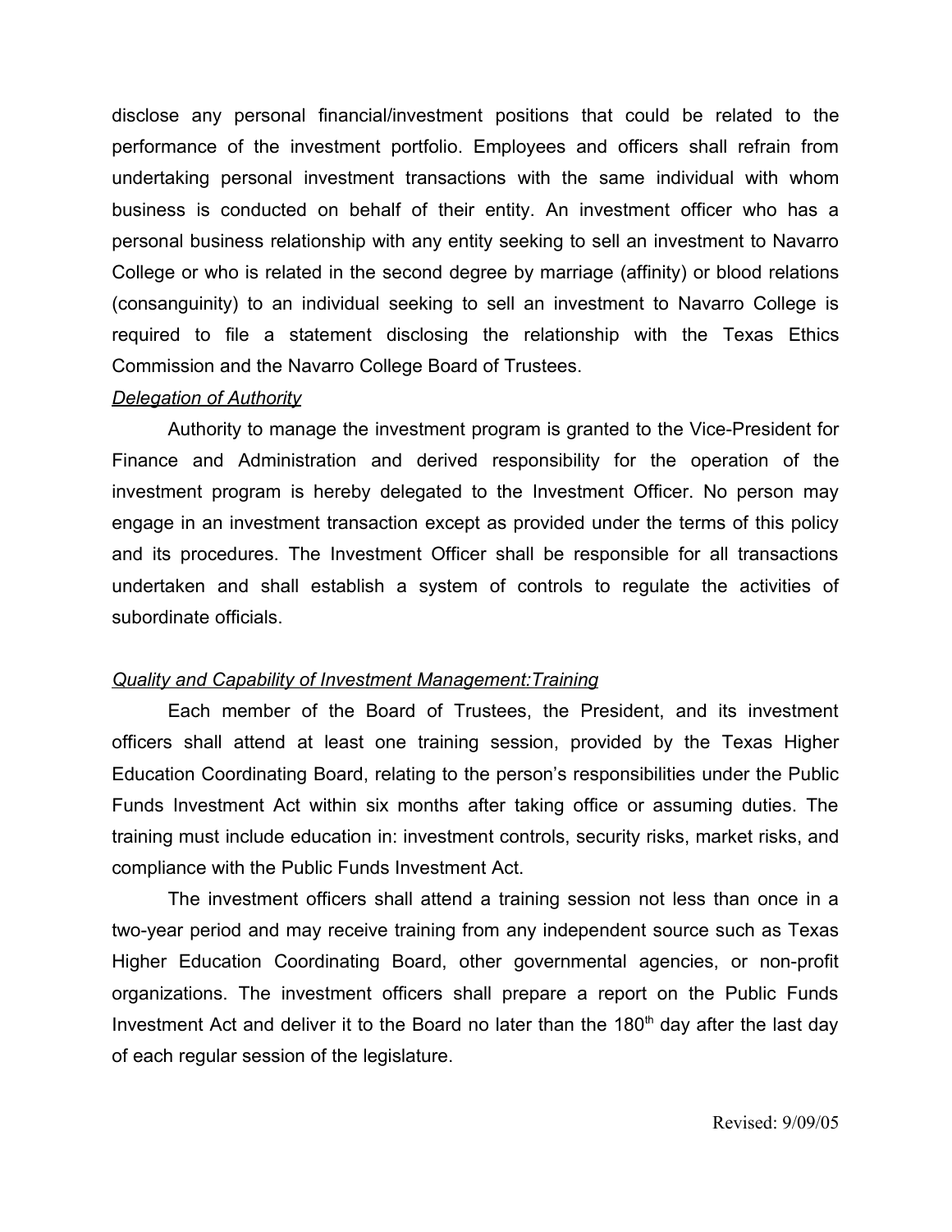disclose any personal financial/investment positions that could be related to the performance of the investment portfolio. Employees and officers shall refrain from undertaking personal investment transactions with the same individual with whom business is conducted on behalf of their entity. An investment officer who has a personal business relationship with any entity seeking to sell an investment to Navarro College or who is related in the second degree by marriage (affinity) or blood relations (consanguinity) to an individual seeking to sell an investment to Navarro College is required to file a statement disclosing the relationship with the Texas Ethics Commission and the Navarro College Board of Trustees.

*Delegation of Authority*

Authority to manage the investment program is granted to the Vice-President for Finance and Administration and derived responsibility for the operation of the investment program is hereby delegated to the Investment Officer. No person may engage in an investment transaction except as provided under the terms of this policy and its procedures. The Investment Officer shall be responsible for all transactions undertaken and shall establish a system of controls to regulate the activities of subordinate officials.

*Quality and Capability of Investment Management:Training*

Each member of the Board of Trustees, the President, and its investment officers shall attend at least one training session, provided by the Texas Higher Education Coordinating Board, relating to the person's responsibilities under the Public Funds Investment Act within six months after taking office or assuming duties. The training must include education in: investment controls, security risks, market risks, and compliance with the Public Funds Investment Act.

The investment officers shall attend a training session not less than once in a two-year period and may receive training from any independent source such as Texas Higher Education Coordinating Board, other governmental agencies, or non-profit organizations. The investment officers shall prepare a report on the Public Funds Investment Act and deliver it to the Board no later than the 180th day after the last day of each regular session of the legislature.

Revised: 9/09/05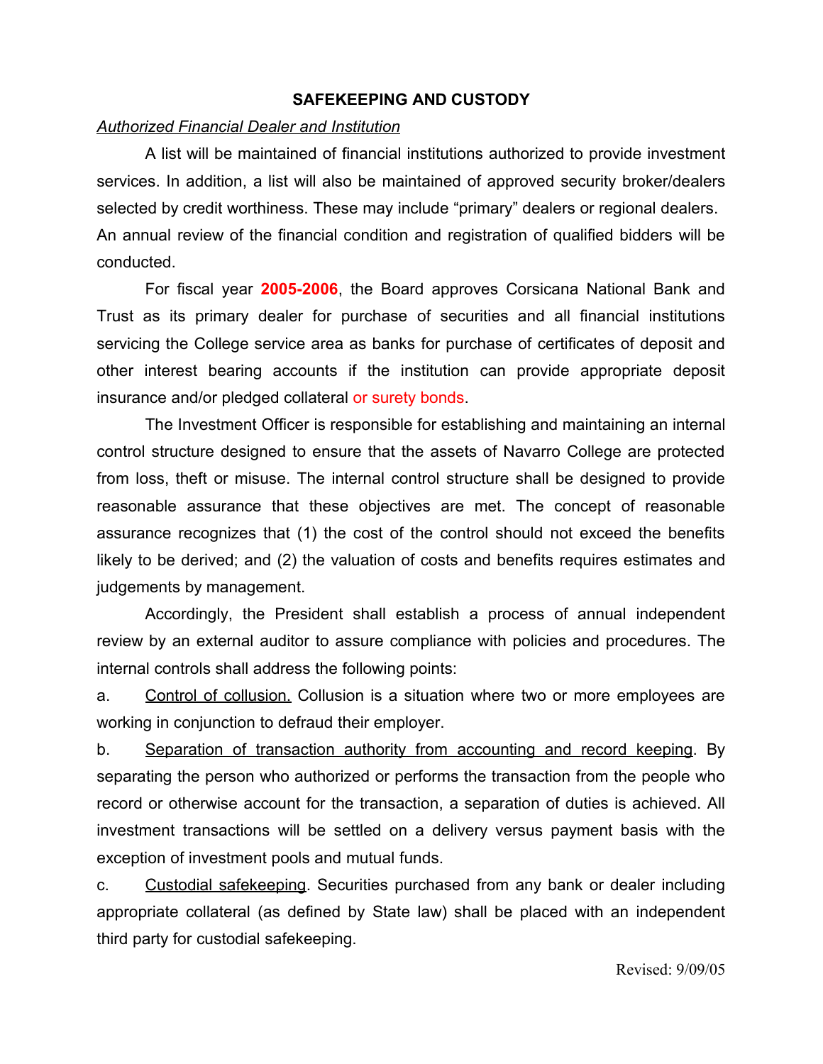## SAFEKEEPING AND CUSTODY

*Authorized Financial Dealer and Institution*

A list will be maintained of financial institutions authorized to provide investment services. In addition, a list will also be maintained of approved security broker/dealers selected by credit worthiness. These may include "primary" dealers or regional dealers. An annual review of the financial condition and registration of qualified bidders will be conducted.

For fiscal year **2005-2006**, the Board approves Corsicana National Bank and Trust as its primary dealer for purchase of securities and all financial institutions servicing the College service area as banks for purchase of certificates of deposit and other interest bearing accounts if the institution can provide appropriate deposit insurance and/or pledged collateral or surety bonds.

The Investment Officer is responsible for establishing and maintaining an internal control structure designed to ensure that the assets of Navarro College are protected from loss, theft or misuse. The internal control structure shall be designed to provide reasonable assurance that these objectives are met. The concept of reasonable assurance recognizes that (1) the cost of the control should not exceed the benefits likely to be derived; and (2) the valuation of costs and benefits requires estimates and judgements by management.

Accordingly, the President shall establish a process of annual independent review by an external auditor to assure compliance with policies and procedures. The internal controls shall address the following points:

a. Control of collusion. Collusion is a situation where two or more employees are working in conjunction to defraud their employer.

b. Separation of transaction authority from accounting and record keeping. By separating the person who authorized or performs the transaction from the people who record or otherwise account for the transaction, a separation of duties is achieved. All investment transactions will be settled on a delivery versus payment basis with the exception of investment pools and mutual funds.

c. Custodial safekeeping. Securities purchased from any bank or dealer including appropriate collateral (as defined by State law) shall be placed with an independent third party for custodial safekeeping.

Revised: 9/09/05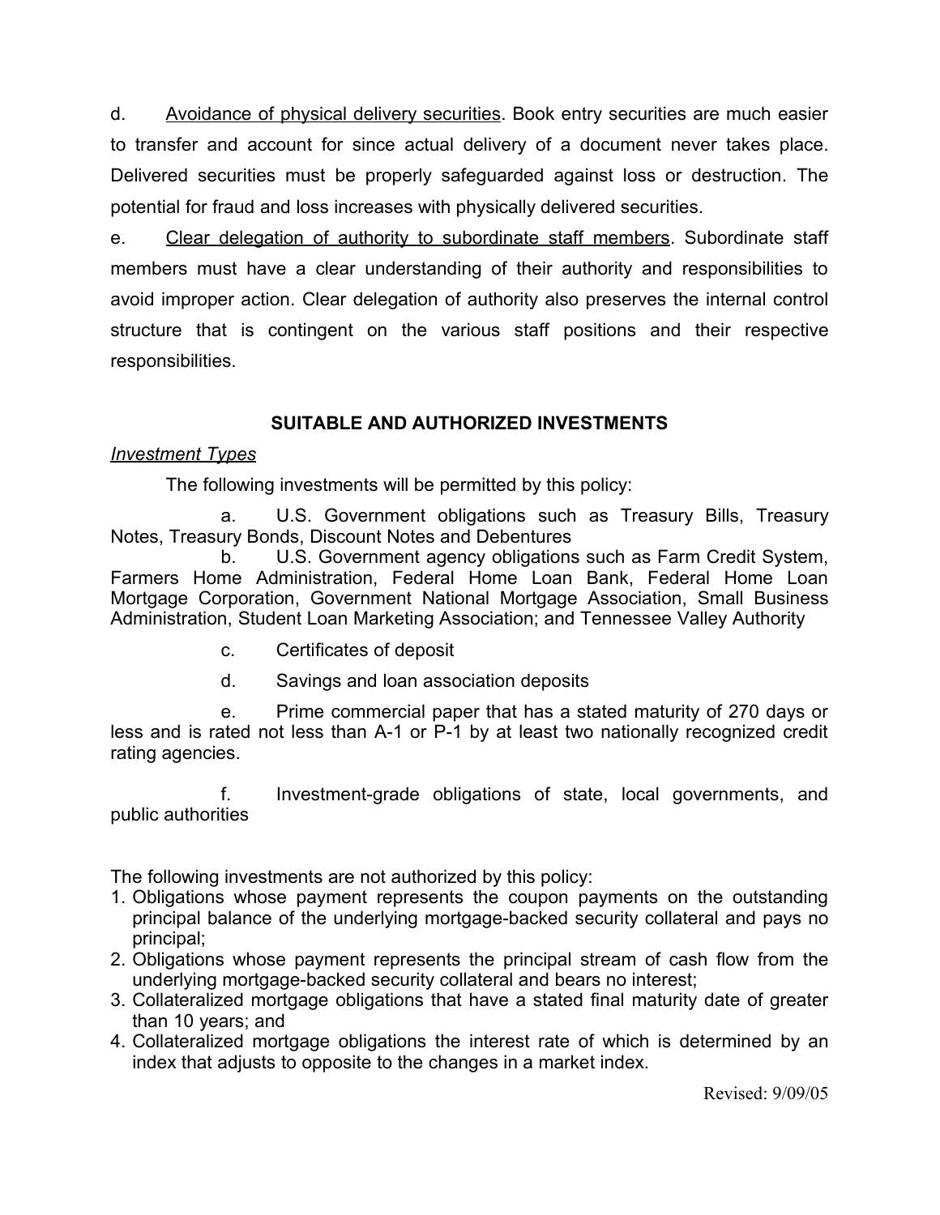d. Avoidance of physical delivery securities. Book entry securities are much easier to transfer and account for since actual delivery of a document never takes place. Delivered securities must be properly safeguarded against loss or destruction. The potential for fraud and loss increases with physically delivered securities.

e. Clear delegation of authority to subordinate staff members. Subordinate staff members must have a clear understanding of their authority and responsibilities to avoid improper action. Clear delegation of authority also preserves the internal control structure that is contingent on the various staff positions and their respective responsibilities.

## SUITABLE AND AUTHORIZED INVESTMENTS

*Investment Types*

The following investments will be permitted by this policy:

a. U.S. Government obligations such as Treasury Bills, Treasury Notes, Treasury Bonds, Discount Notes and Debentures

b. U.S. Government agency obligations such as Farm Credit System, Farmers Home Administration, Federal Home Loan Bank, Federal Home Loan Mortgage Corporation, Government National Mortgage Association, Small Business Administration, Student Loan Marketing Association; and Tennessee Valley Authority

c. Certificates of deposit

d. Savings and loan association deposits

e. Prime commercial paper that has a stated maturity of 270 days or less and is rated not less than A-1 or P-1 by at least two nationally recognized credit rating agencies.

f. Investment-grade obligations of state, local governments, and public authorities

The following investments are not authorized by this policy:

1. Obligations whose payment represents the coupon payments on the outstanding principal balance of the underlying mortgage-backed security collateral and pays no principal;
2. Obligations whose payment represents the principal stream of cash flow from the underlying mortgage-backed security collateral and bears no interest;
3. Collateralized mortgage obligations that have a stated final maturity date of greater than 10 years; and
4. Collateralized mortgage obligations the interest rate of which is determined by an index that adjusts to opposite to the changes in a market index.

Revised: 9/09/05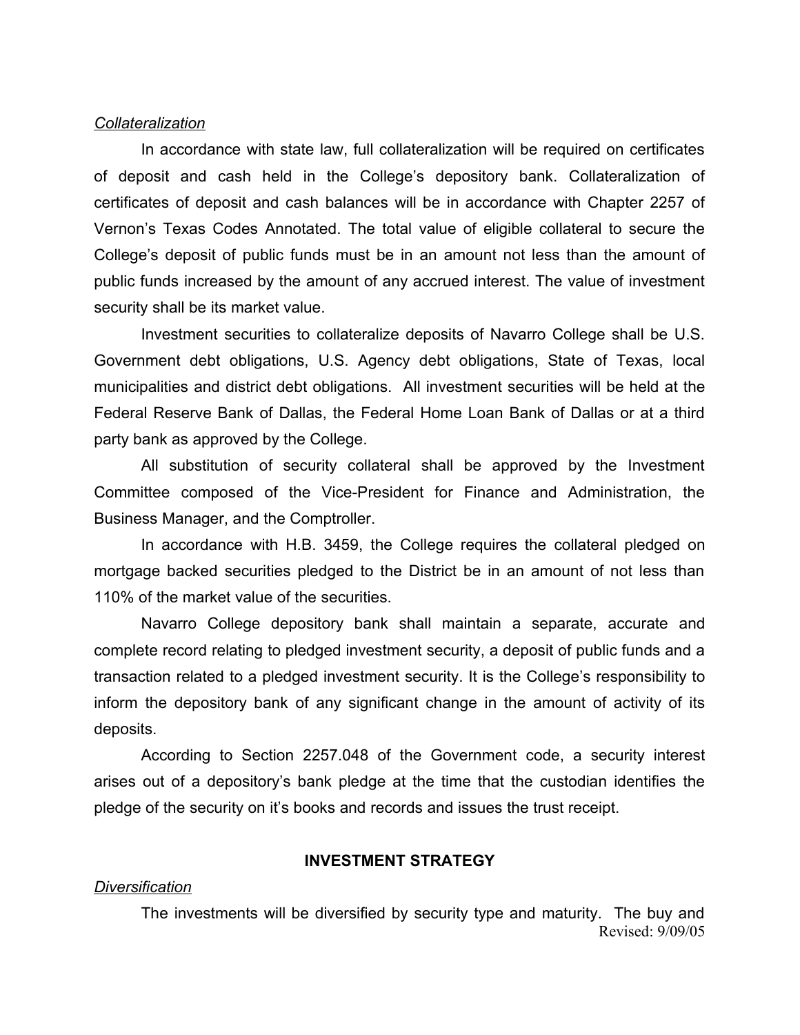*Collateralization*

In accordance with state law, full collateralization will be required on certificates of deposit and cash held in the College's depository bank. Collateralization of certificates of deposit and cash balances will be in accordance with Chapter 2257 of Vernon's Texas Codes Annotated. The total value of eligible collateral to secure the College's deposit of public funds must be in an amount not less than the amount of public funds increased by the amount of any accrued interest. The value of investment security shall be its market value.

Investment securities to collateralize deposits of Navarro College shall be U.S. Government debt obligations, U.S. Agency debt obligations, State of Texas, local municipalities and district debt obligations. All investment securities will be held at the Federal Reserve Bank of Dallas, the Federal Home Loan Bank of Dallas or at a third party bank as approved by the College.

All substitution of security collateral shall be approved by the Investment Committee composed of the Vice-President for Finance and Administration, the Business Manager, and the Comptroller.

In accordance with H.B. 3459, the College requires the collateral pledged on mortgage backed securities pledged to the District be in an amount of not less than 110% of the market value of the securities.

Navarro College depository bank shall maintain a separate, accurate and complete record relating to pledged investment security, a deposit of public funds and a transaction related to a pledged investment security. It is the College's responsibility to inform the depository bank of any significant change in the amount of activity of its deposits.

According to Section 2257.048 of the Government code, a security interest arises out of a depository's bank pledge at the time that the custodian identifies the pledge of the security on it's books and records and issues the trust receipt.

## INVESTMENT STRATEGY

*Diversification*

The investments will be diversified by security type and maturity. The buy and

Revised: 9/09/05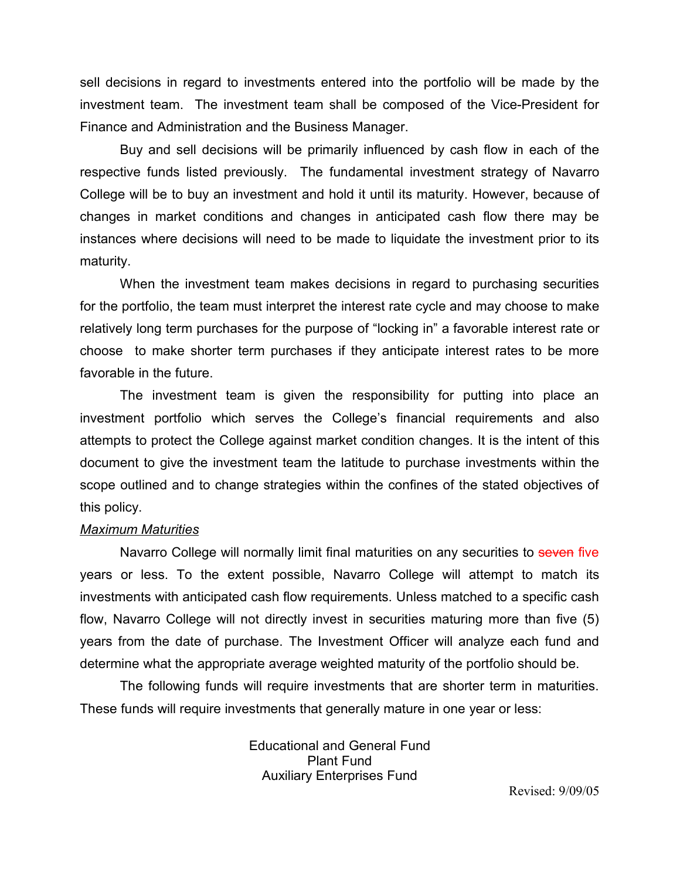sell decisions in regard to investments entered into the portfolio will be made by the investment team. The investment team shall be composed of the Vice-President for Finance and Administration and the Business Manager.

Buy and sell decisions will be primarily influenced by cash flow in each of the respective funds listed previously. The fundamental investment strategy of Navarro College will be to buy an investment and hold it until its maturity. However, because of changes in market conditions and changes in anticipated cash flow there may be instances where decisions will need to be made to liquidate the investment prior to its maturity.

When the investment team makes decisions in regard to purchasing securities for the portfolio, the team must interpret the interest rate cycle and may choose to make relatively long term purchases for the purpose of "locking in" a favorable interest rate or choose to make shorter term purchases if they anticipate interest rates to be more favorable in the future.

The investment team is given the responsibility for putting into place an investment portfolio which serves the College's financial requirements and also attempts to protect the College against market condition changes. It is the intent of this document to give the investment team the latitude to purchase investments within the scope outlined and to change strategies within the confines of the stated objectives of this policy.

*Maximum Maturities*

Navarro College will normally limit final maturities on any securities to ~~seven~~ five years or less. To the extent possible, Navarro College will attempt to match its investments with anticipated cash flow requirements. Unless matched to a specific cash flow, Navarro College will not directly invest in securities maturing more than five (5) years from the date of purchase. The Investment Officer will analyze each fund and determine what the appropriate average weighted maturity of the portfolio should be.

The following funds will require investments that are shorter term in maturities. These funds will require investments that generally mature in one year or less:

Educational and General Fund
Plant Fund
Auxiliary Enterprises Fund

Revised: 9/09/05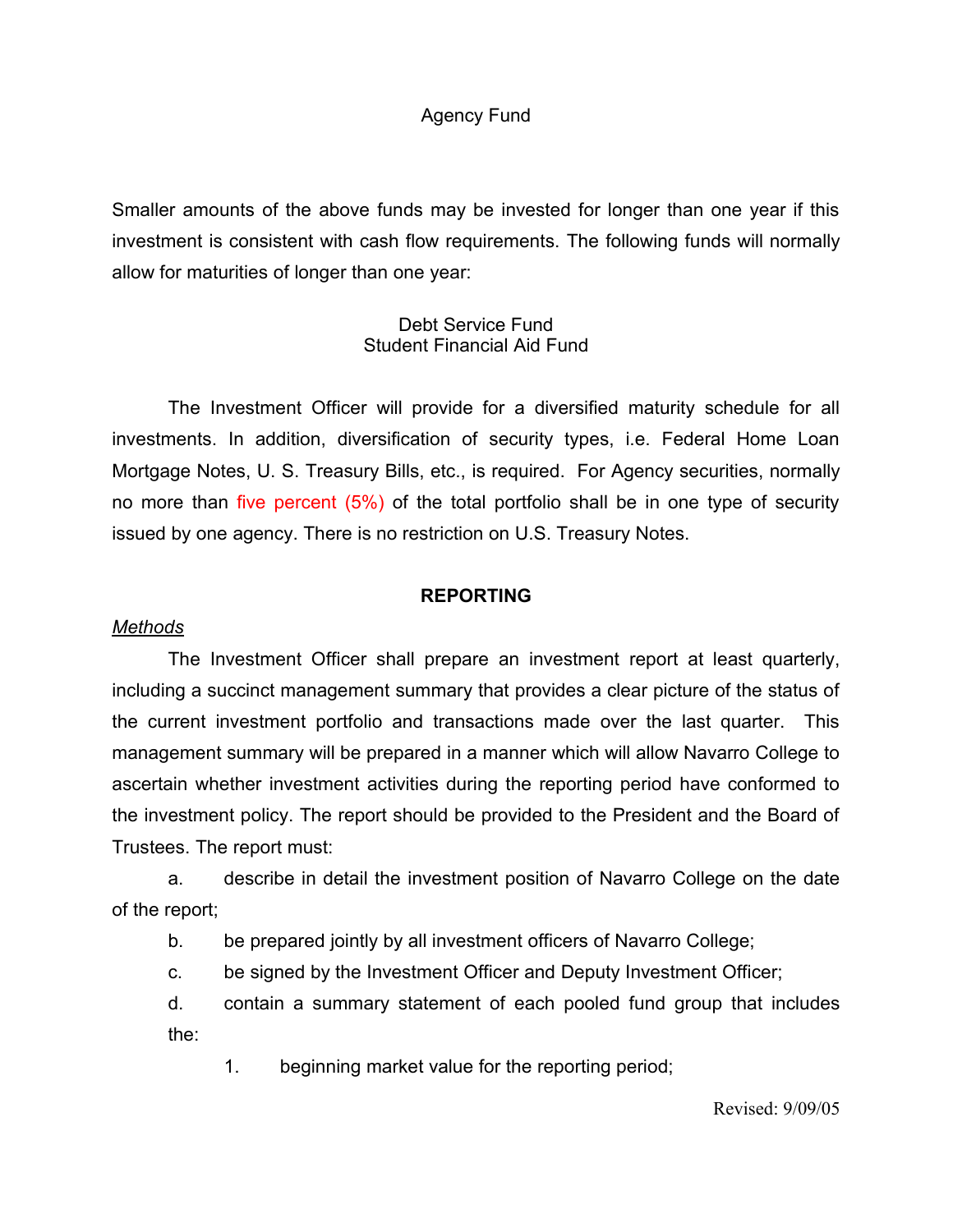Agency Fund

Smaller amounts of the above funds may be invested for longer than one year if this investment is consistent with cash flow requirements. The following funds will normally allow for maturities of longer than one year:

Debt Service Fund
Student Financial Aid Fund

The Investment Officer will provide for a diversified maturity schedule for all investments. In addition, diversification of security types, i.e. Federal Home Loan Mortgage Notes, U. S. Treasury Bills, etc., is required. For Agency securities, normally no more than five percent (5%) of the total portfolio shall be in one type of security issued by one agency. There is no restriction on U.S. Treasury Notes.

## REPORTING

*Methods*

The Investment Officer shall prepare an investment report at least quarterly, including a succinct management summary that provides a clear picture of the status of the current investment portfolio and transactions made over the last quarter. This management summary will be prepared in a manner which will allow Navarro College to ascertain whether investment activities during the reporting period have conformed to the investment policy. The report should be provided to the President and the Board of Trustees. The report must:

a. describe in detail the investment position of Navarro College on the date of the report;

b. be prepared jointly by all investment officers of Navarro College;

c. be signed by the Investment Officer and Deputy Investment Officer;

d. contain a summary statement of each pooled fund group that includes the:

1. beginning market value for the reporting period;

Revised: 9/09/05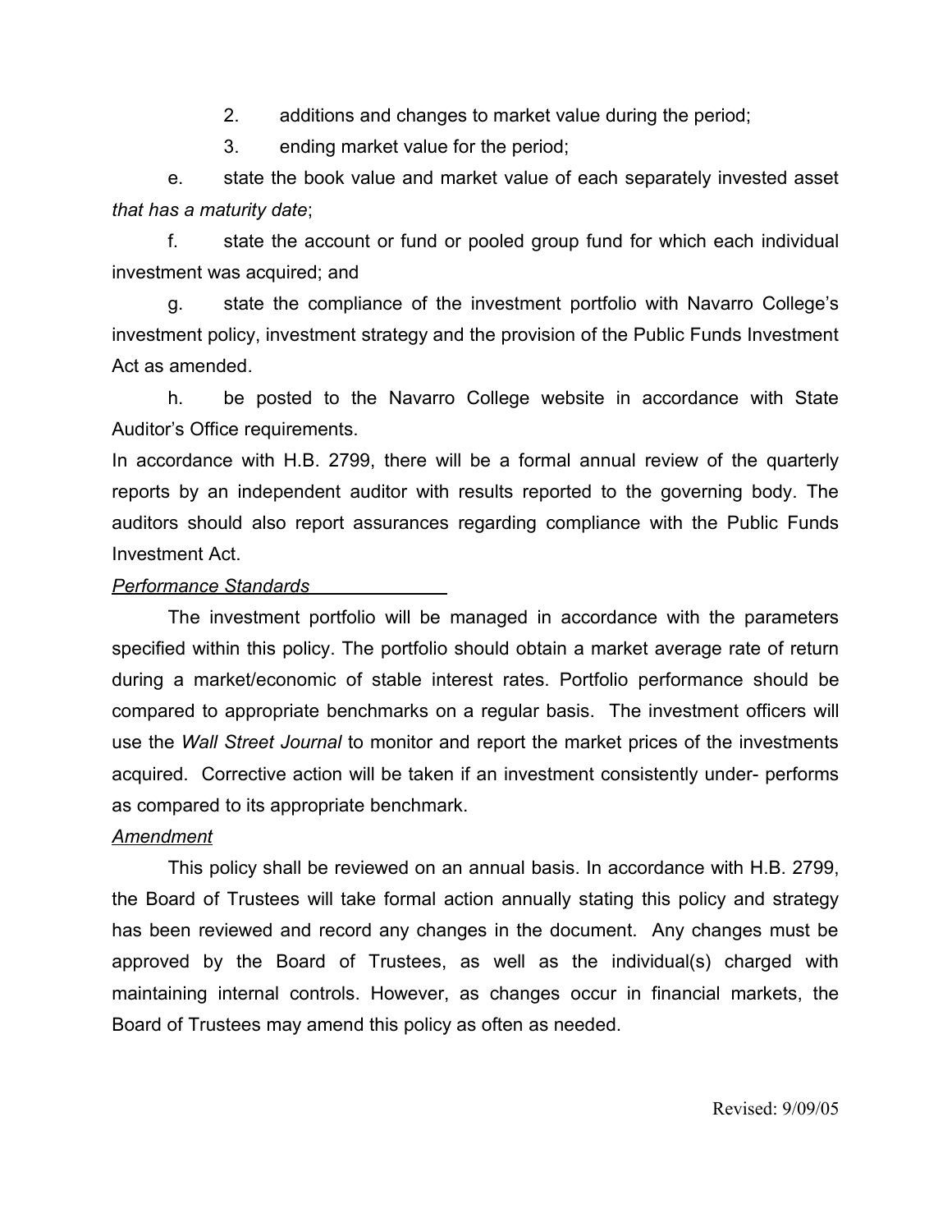2. additions and changes to market value during the period;

3. ending market value for the period;

e. state the book value and market value of each separately invested asset *that has a maturity date*;

f. state the account or fund or pooled group fund for which each individual investment was acquired; and

g. state the compliance of the investment portfolio with Navarro College's investment policy, investment strategy and the provision of the Public Funds Investment Act as amended.

h. be posted to the Navarro College website in accordance with State Auditor's Office requirements.

In accordance with H.B. 2799, there will be a formal annual review of the quarterly reports by an independent auditor with results reported to the governing body. The auditors should also report assurances regarding compliance with the Public Funds Investment Act.

*Performance Standards*

The investment portfolio will be managed in accordance with the parameters specified within this policy. The portfolio should obtain a market average rate of return during a market/economic of stable interest rates. Portfolio performance should be compared to appropriate benchmarks on a regular basis. The investment officers will use the *Wall Street Journal* to monitor and report the market prices of the investments acquired. Corrective action will be taken if an investment consistently under- performs as compared to its appropriate benchmark.

*Amendment*

This policy shall be reviewed on an annual basis. In accordance with H.B. 2799, the Board of Trustees will take formal action annually stating this policy and strategy has been reviewed and record any changes in the document. Any changes must be approved by the Board of Trustees, as well as the individual(s) charged with maintaining internal controls. However, as changes occur in financial markets, the Board of Trustees may amend this policy as often as needed.

Revised: 9/09/05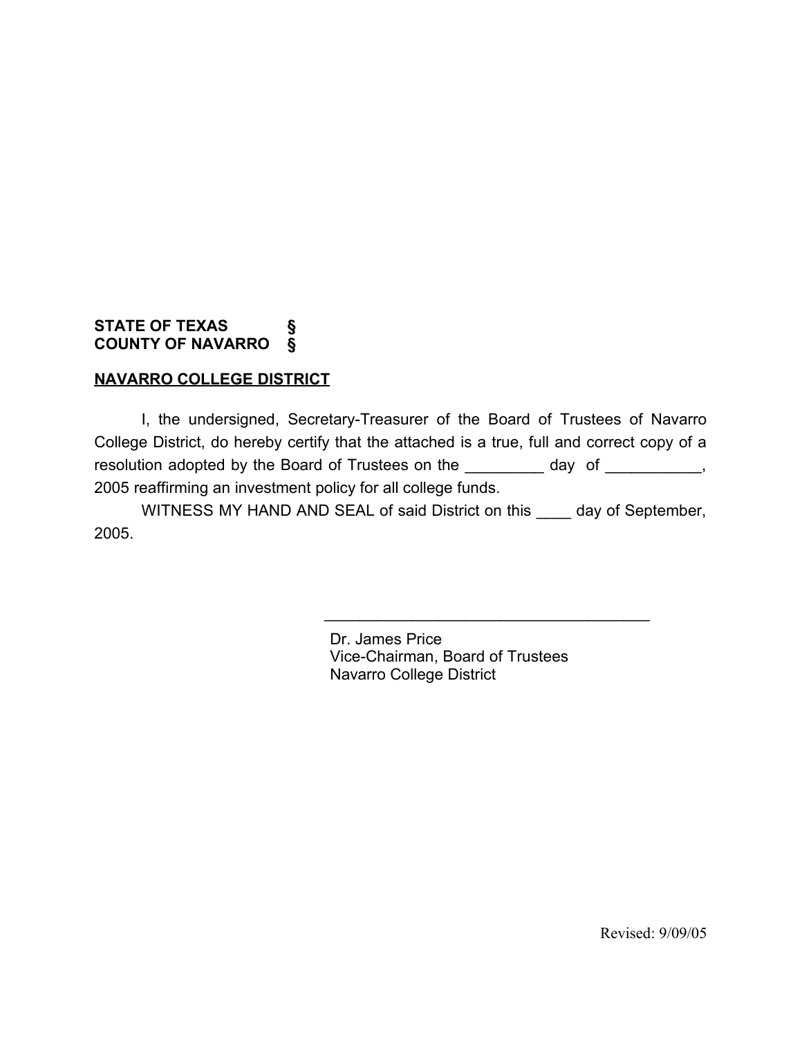**STATE OF TEXAS §**
**COUNTY OF NAVARRO §**

**<u>NAVARRO COLLEGE DISTRICT</u>**

I, the undersigned, Secretary-Treasurer of the Board of Trustees of Navarro College District, do hereby certify that the attached is a true, full and correct copy of a resolution adopted by the Board of Trustees on the _________ day of ___________, 2005 reaffirming an investment policy for all college funds.

WITNESS MY HAND AND SEAL of said District on this ____ day of September, 2005.

_______________________________________

Dr. James Price
Vice-Chairman, Board of Trustees
Navarro College District

Revised: 9/09/05